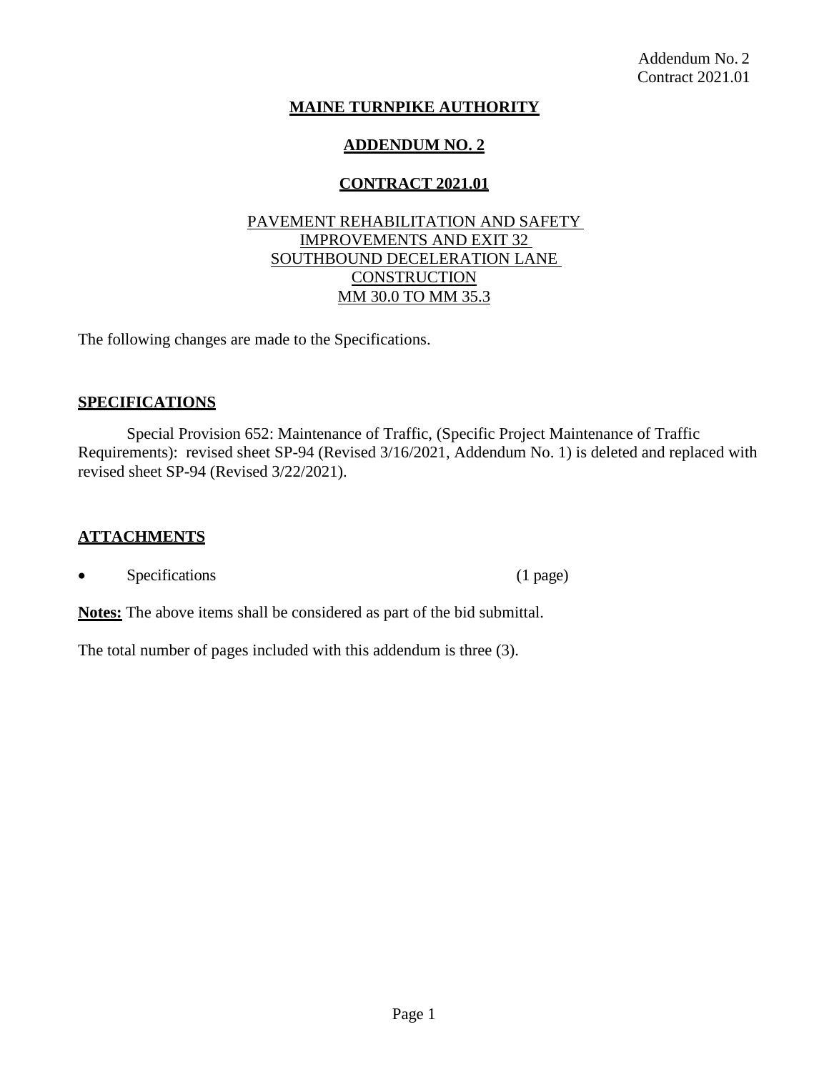Addendum No. 2
Contract 2021.01

# MAINE TURNPIKE AUTHORITY

## ADDENDUM NO. 2

## CONTRACT 2021.01

PAVEMENT REHABILITATION AND SAFETY IMPROVEMENTS AND EXIT 32 SOUTHBOUND DECELERATION LANE CONSTRUCTION
MM 30.0 TO MM 35.3

The following changes are made to the Specifications.

### SPECIFICATIONS

Special Provision 652: Maintenance of Traffic, (Specific Project Maintenance of Traffic Requirements): revised sheet SP-94 (Revised 3/16/2021, Addendum No. 1) is deleted and replaced with revised sheet SP-94 (Revised 3/22/2021).

### ATTACHMENTS

- Specifications (1 page)

**Notes:** The above items shall be considered as part of the bid submittal.

The total number of pages included with this addendum is three (3).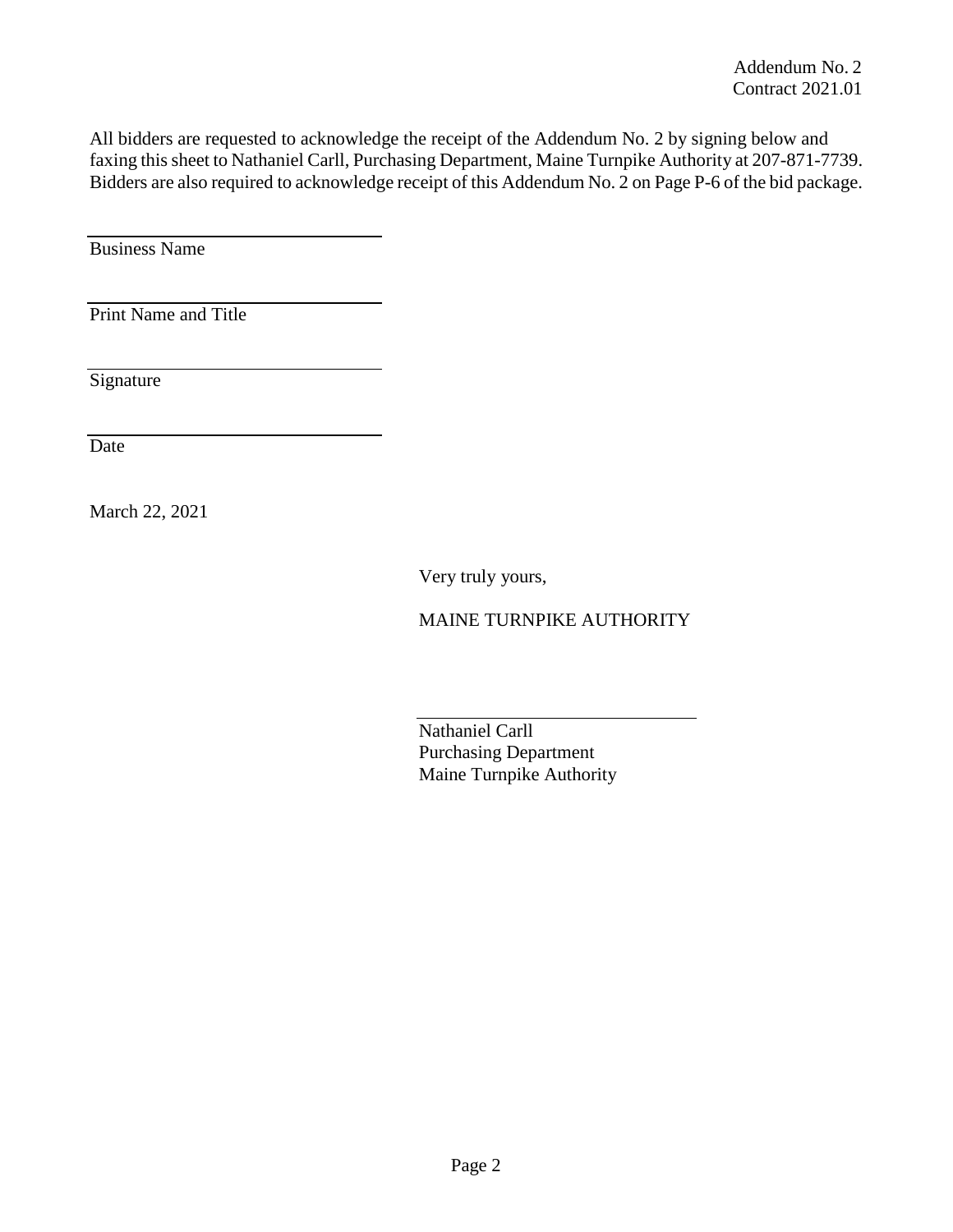Addendum No. 2
Contract 2021.01

All bidders are requested to acknowledge the receipt of the Addendum No. 2 by signing below and faxing this sheet to Nathaniel Carll, Purchasing Department, Maine Turnpike Authority at 207-871-7739. Bidders are also required to acknowledge receipt of this Addendum No. 2 on Page P-6 of the bid package.

\_\_\_\_\_\_\_\_\_\_\_\_\_\_\_\_\_\_\_\_\_\_\_\_\_\_\_\_\_\_\_\_\_\_
Business Name

\_\_\_\_\_\_\_\_\_\_\_\_\_\_\_\_\_\_\_\_\_\_\_\_\_\_\_\_\_\_\_\_\_\_
Print Name and Title

\_\_\_\_\_\_\_\_\_\_\_\_\_\_\_\_\_\_\_\_\_\_\_\_\_\_\_\_\_\_\_\_\_\_
Signature

\_\_\_\_\_\_\_\_\_\_\_\_\_\_\_\_\_\_\_\_\_\_\_\_\_\_\_\_\_\_\_\_\_\_
Date

March 22, 2021

Very truly yours,

MAINE TURNPIKE AUTHORITY

\_\_\_\_\_\_\_\_\_\_\_\_\_\_\_\_\_\_\_\_\_\_\_\_\_\_\_\_\_\_\_\_\_\_
Nathaniel Carll
Purchasing Department
Maine Turnpike Authority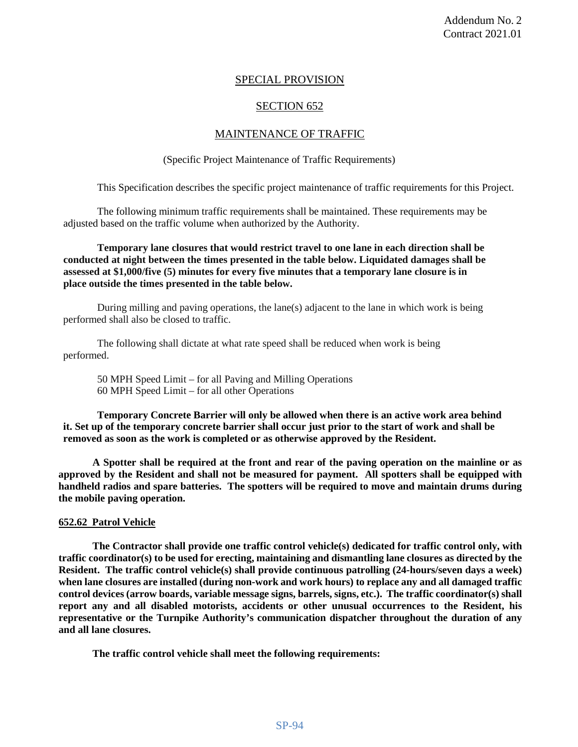Addendum No. 2
Contract 2021.01

# SPECIAL PROVISION

## SECTION 652

## MAINTENANCE OF TRAFFIC

(Specific Project Maintenance of Traffic Requirements)

This Specification describes the specific project maintenance of traffic requirements for this Project.

The following minimum traffic requirements shall be maintained. These requirements may be adjusted based on the traffic volume when authorized by the Authority.

**Temporary lane closures that would restrict travel to one lane in each direction shall be conducted at night between the times presented in the table below. Liquidated damages shall be assessed at $1,000/five (5) minutes for every five minutes that a temporary lane closure is in place outside the times presented in the table below.**

During milling and paving operations, the lane(s) adjacent to the lane in which work is being performed shall also be closed to traffic.

The following shall dictate at what rate speed shall be reduced when work is being performed.

50 MPH Speed Limit – for all Paving and Milling Operations
60 MPH Speed Limit – for all other Operations

**Temporary Concrete Barrier will only be allowed when there is an active work area behind it. Set up of the temporary concrete barrier shall occur just prior to the start of work and shall be removed as soon as the work is completed or as otherwise approved by the Resident.**

**A Spotter shall be required at the front and rear of the paving operation on the mainline or as approved by the Resident and shall not be measured for payment. All spotters shall be equipped with handheld radios and spare batteries. The spotters will be required to move and maintain drums during the mobile paving operation.**

### 652.62 Patrol Vehicle

**The Contractor shall provide one traffic control vehicle(s) dedicated for traffic control only, with traffic coordinator(s) to be used for erecting, maintaining and dismantling lane closures as directed by the Resident. The traffic control vehicle(s) shall provide continuous patrolling (24-hours/seven days a week) when lane closures are installed (during non-work and work hours) to replace any and all damaged traffic control devices (arrow boards, variable message signs, barrels, signs, etc.). The traffic coordinator(s) shall report any and all disabled motorists, accidents or other unusual occurrences to the Resident, his representative or the Turnpike Authority's communication dispatcher throughout the duration of any and all lane closures.**

**The traffic control vehicle shall meet the following requirements:**